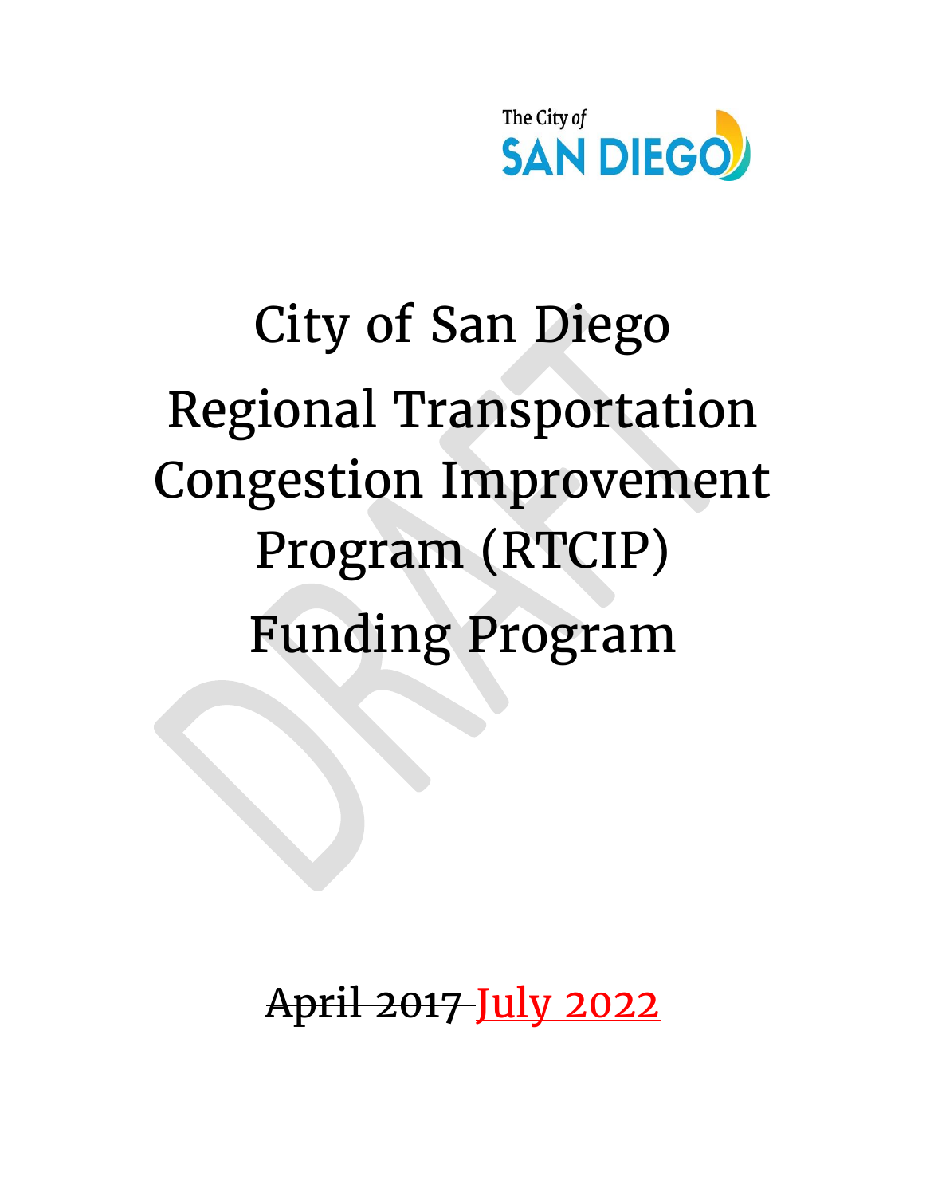The City of SAN DIEGO

# City of San Diego Regional Transportation Congestion Improvement Program (RTCIP) Funding Program

~~April 2017~~ July 2022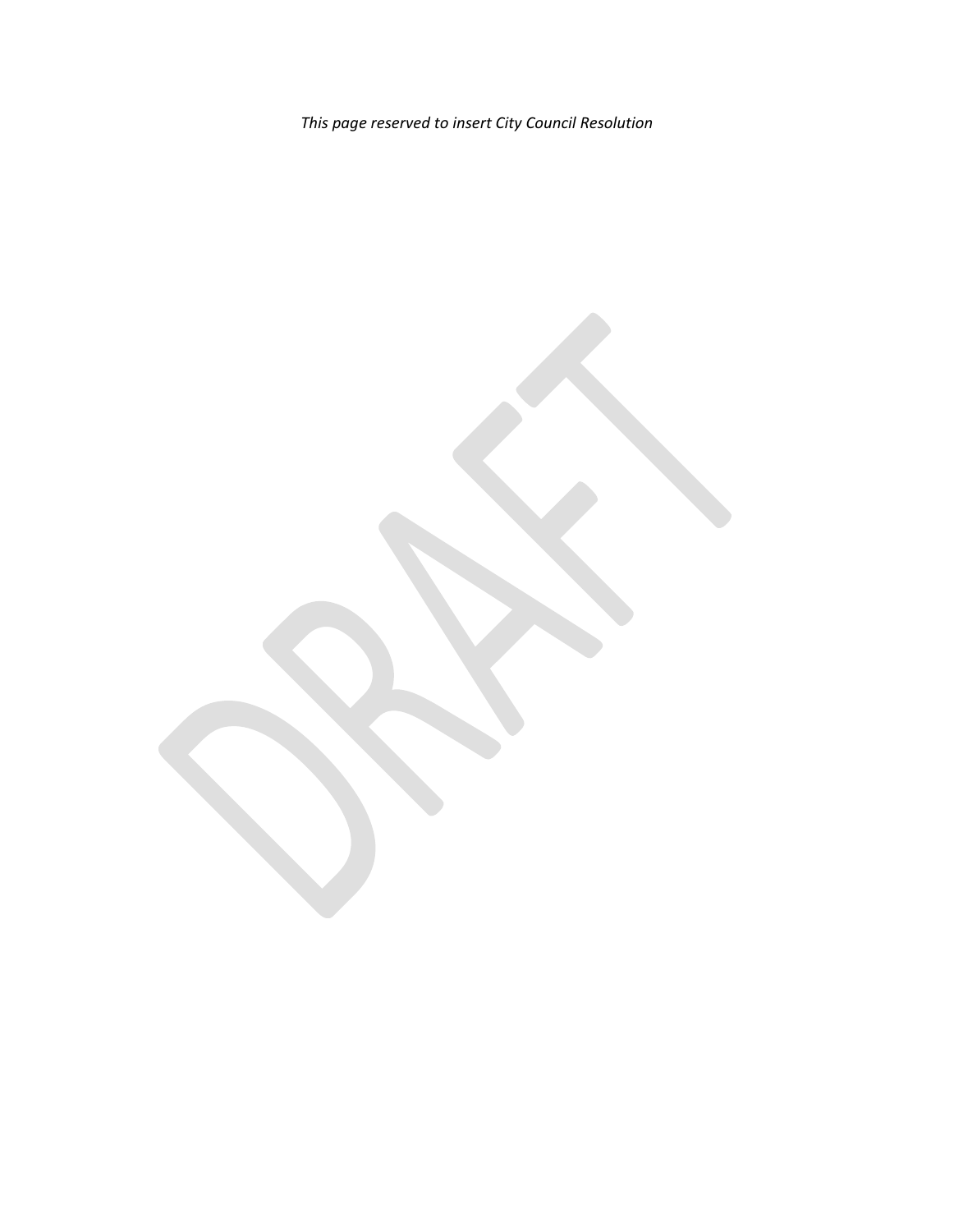*This page reserved to insert City Council Resolution*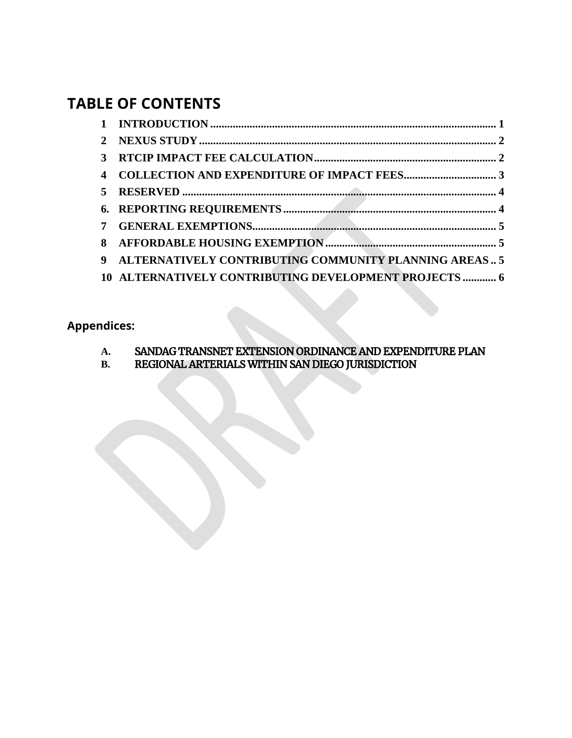# TABLE OF CONTENTS

| | | |
|---|---|---|
| 1 | INTRODUCTION | 1 |
| 2 | NEXUS STUDY | 2 |
| 3 | RTCIP IMPACT FEE CALCULATION | 2 |
| 4 | COLLECTION AND EXPENDITURE OF IMPACT FEES | 3 |
| 5 | RESERVED | 4 |
| 6. | REPORTING REQUIREMENTS | 4 |
| 7 | GENERAL EXEMPTIONS | 5 |
| 8 | AFFORDABLE HOUSING EXEMPTION | 5 |
| 9 | ALTERNATIVELY CONTRIBUTING COMMUNITY PLANNING AREAS | 5 |
| 10 | ALTERNATIVELY CONTRIBUTING DEVELOPMENT PROJECTS | 6 |

## Appendices:

A. SANDAG TRANSNET EXTENSION ORDINANCE AND EXPENDITURE PLAN

B. REGIONAL ARTERIALS WITHIN SAN DIEGO JURISDICTION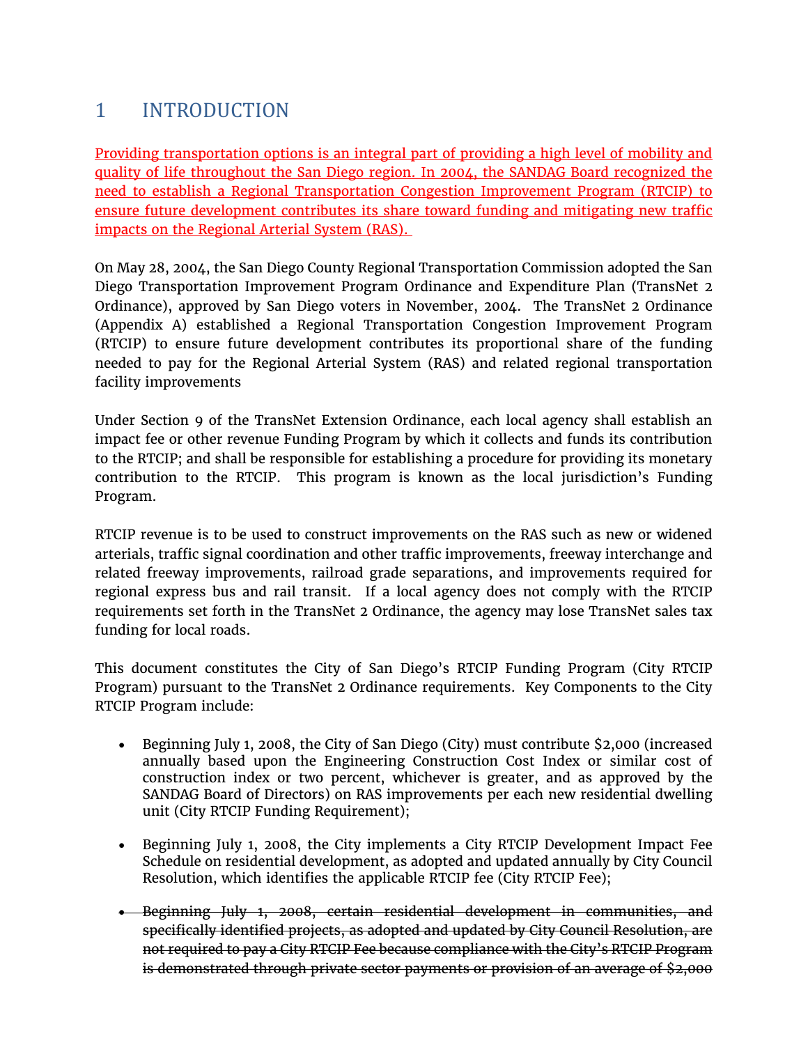# 1 INTRODUCTION

<u>Providing transportation options is an integral part of providing a high level of mobility and quality of life throughout the San Diego region. In 2004, the SANDAG Board recognized the need to establish a Regional Transportation Congestion Improvement Program (RTCIP) to ensure future development contributes its share toward funding and mitigating new traffic impacts on the Regional Arterial System (RAS).</u>

On May 28, 2004, the San Diego County Regional Transportation Commission adopted the San Diego Transportation Improvement Program Ordinance and Expenditure Plan (TransNet 2 Ordinance), approved by San Diego voters in November, 2004. The TransNet 2 Ordinance (Appendix A) established a Regional Transportation Congestion Improvement Program (RTCIP) to ensure future development contributes its proportional share of the funding needed to pay for the Regional Arterial System (RAS) and related regional transportation facility improvements

Under Section 9 of the TransNet Extension Ordinance, each local agency shall establish an impact fee or other revenue Funding Program by which it collects and funds its contribution to the RTCIP; and shall be responsible for establishing a procedure for providing its monetary contribution to the RTCIP. This program is known as the local jurisdiction's Funding Program.

RTCIP revenue is to be used to construct improvements on the RAS such as new or widened arterials, traffic signal coordination and other traffic improvements, freeway interchange and related freeway improvements, railroad grade separations, and improvements required for regional express bus and rail transit. If a local agency does not comply with the RTCIP requirements set forth in the TransNet 2 Ordinance, the agency may lose TransNet sales tax funding for local roads.

This document constitutes the City of San Diego's RTCIP Funding Program (City RTCIP Program) pursuant to the TransNet 2 Ordinance requirements. Key Components to the City RTCIP Program include:

- Beginning July 1, 2008, the City of San Diego (City) must contribute $2,000 (increased annually based upon the Engineering Construction Cost Index or similar cost of construction index or two percent, whichever is greater, and as approved by the SANDAG Board of Directors) on RAS improvements per each new residential dwelling unit (City RTCIP Funding Requirement);

- Beginning July 1, 2008, the City implements a City RTCIP Development Impact Fee Schedule on residential development, as adopted and updated annually by City Council Resolution, which identifies the applicable RTCIP fee (City RTCIP Fee);

- ~~Beginning July 1, 2008, certain residential development in communities, and specifically identified projects, as adopted and updated by City Council Resolution, are not required to pay a City RTCIP Fee because compliance with the City's RTCIP Program is demonstrated through private sector payments or provision of an average of $2,000~~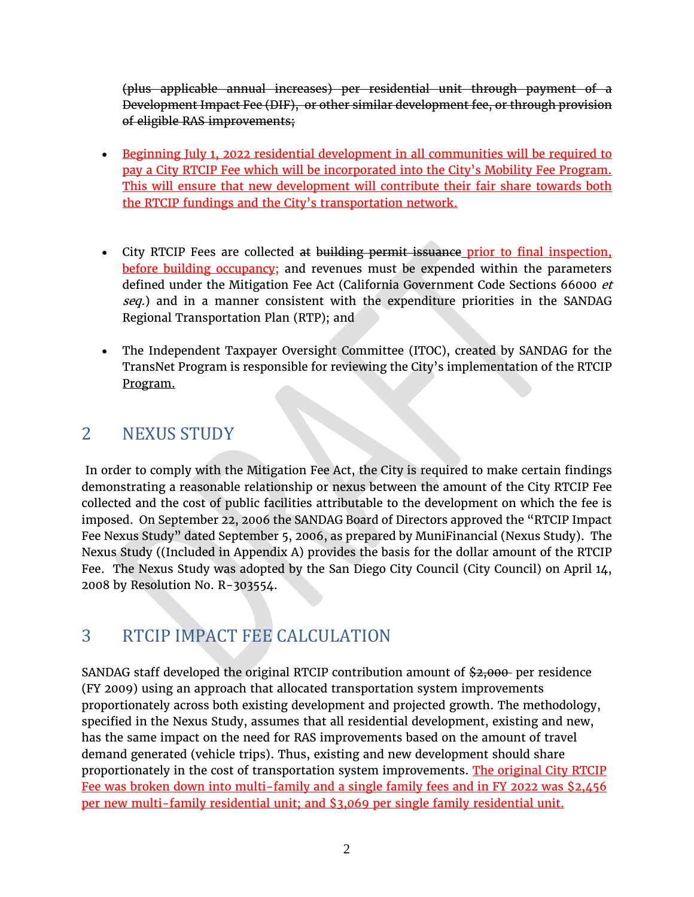~~(plus applicable annual increases) per residential unit through payment of a Development Impact Fee (DIF), or other similar development fee, or through provision of eligible RAS improvements;~~

- Beginning July 1, 2022 residential development in all communities will be required to pay a City RTCIP Fee which will be incorporated into the City's Mobility Fee Program. This will ensure that new development will contribute their fair share towards both the RTCIP fundings and the City's transportation network.

- City RTCIP Fees are collected ~~at building permit issuance~~ prior to final inspection, before building occupancy; and revenues must be expended within the parameters defined under the Mitigation Fee Act (California Government Code Sections 66000 *et seq.*) and in a manner consistent with the expenditure priorities in the SANDAG Regional Transportation Plan (RTP); and

- The Independent Taxpayer Oversight Committee (ITOC), created by SANDAG for the TransNet Program is responsible for reviewing the City's implementation of the RTCIP Program.

## 2 NEXUS STUDY

In order to comply with the Mitigation Fee Act, the City is required to make certain findings demonstrating a reasonable relationship or nexus between the amount of the City RTCIP Fee collected and the cost of public facilities attributable to the development on which the fee is imposed. On September 22, 2006 the SANDAG Board of Directors approved the "RTCIP Impact Fee Nexus Study" dated September 5, 2006, as prepared by MuniFinancial (Nexus Study). The Nexus Study ((Included in Appendix A) provides the basis for the dollar amount of the RTCIP Fee. The Nexus Study was adopted by the San Diego City Council (City Council) on April 14, 2008 by Resolution No. R-303554.

## 3 RTCIP IMPACT FEE CALCULATION

SANDAG staff developed the original RTCIP contribution amount of ~~$2,000~~ per residence (FY 2009) using an approach that allocated transportation system improvements proportionately across both existing development and projected growth. The methodology, specified in the Nexus Study, assumes that all residential development, existing and new, has the same impact on the need for RAS improvements based on the amount of travel demand generated (vehicle trips). Thus, existing and new development should share proportionately in the cost of transportation system improvements. The original City RTCIP Fee was broken down into multi-family and a single family fees and in FY 2022 was $2,456 per new multi-family residential unit; and $3,069 per single family residential unit.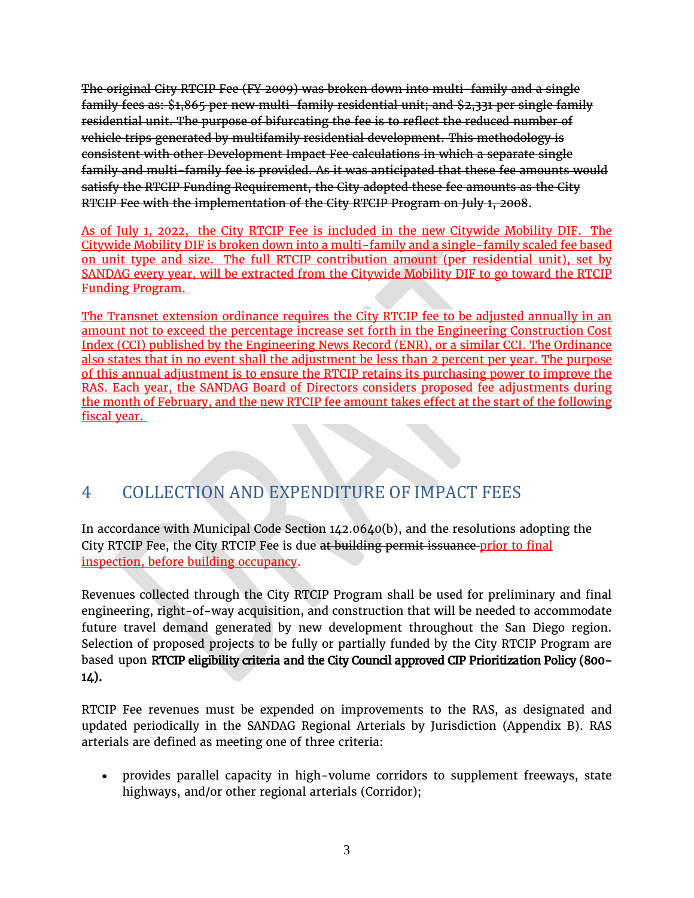~~The original City RTCIP Fee (FY 2009) was broken down into multi-family and a single family fees as: $1,865 per new multi-family residential unit; and $2,331 per single family residential unit. The purpose of bifurcating the fee is to reflect the reduced number of vehicle trips generated by multifamily residential development. This methodology is consistent with other Development Impact Fee calculations in which a separate single family and multi-family fee is provided. As it was anticipated that these fee amounts would satisfy the RTCIP Funding Requirement, the City adopted these fee amounts as the City RTCIP Fee with the implementation of the City RTCIP Program on July 1, 2008~~.

As of July 1, 2022, the City RTCIP Fee is included in the new Citywide Mobility DIF. The Citywide Mobility DIF is broken down into a multi-family and a single-family scaled fee based on unit type and size. The full RTCIP contribution amount (per residential unit), set by SANDAG every year, will be extracted from the Citywide Mobility DIF to go toward the RTCIP Funding Program.

The Transnet extension ordinance requires the City RTCIP fee to be adjusted annually in an amount not to exceed the percentage increase set forth in the Engineering Construction Cost Index (CCI) published by the Engineering News Record (ENR), or a similar CCI. The Ordinance also states that in no event shall the adjustment be less than 2 percent per year. The purpose of this annual adjustment is to ensure the RTCIP retains its purchasing power to improve the RAS. Each year, the SANDAG Board of Directors considers proposed fee adjustments during the month of February, and the new RTCIP fee amount takes effect at the start of the following fiscal year.

# 4 COLLECTION AND EXPENDITURE OF IMPACT FEES

In accordance with Municipal Code Section 142.0640(b), and the resolutions adopting the City RTCIP Fee, the City RTCIP Fee is due ~~at building permit issuance~~ prior to final inspection, before building occupancy.

Revenues collected through the City RTCIP Program shall be used for preliminary and final engineering, right-of-way acquisition, and construction that will be needed to accommodate future travel demand generated by new development throughout the San Diego region. Selection of proposed projects to be fully or partially funded by the City RTCIP Program are based upon **RTCIP eligibility criteria and the City Council approved CIP Prioritization Policy (800-14).**

RTCIP Fee revenues must be expended on improvements to the RAS, as designated and updated periodically in the SANDAG Regional Arterials by Jurisdiction (Appendix B). RAS arterials are defined as meeting one of three criteria:

- provides parallel capacity in high-volume corridors to supplement freeways, state highways, and/or other regional arterials (Corridor);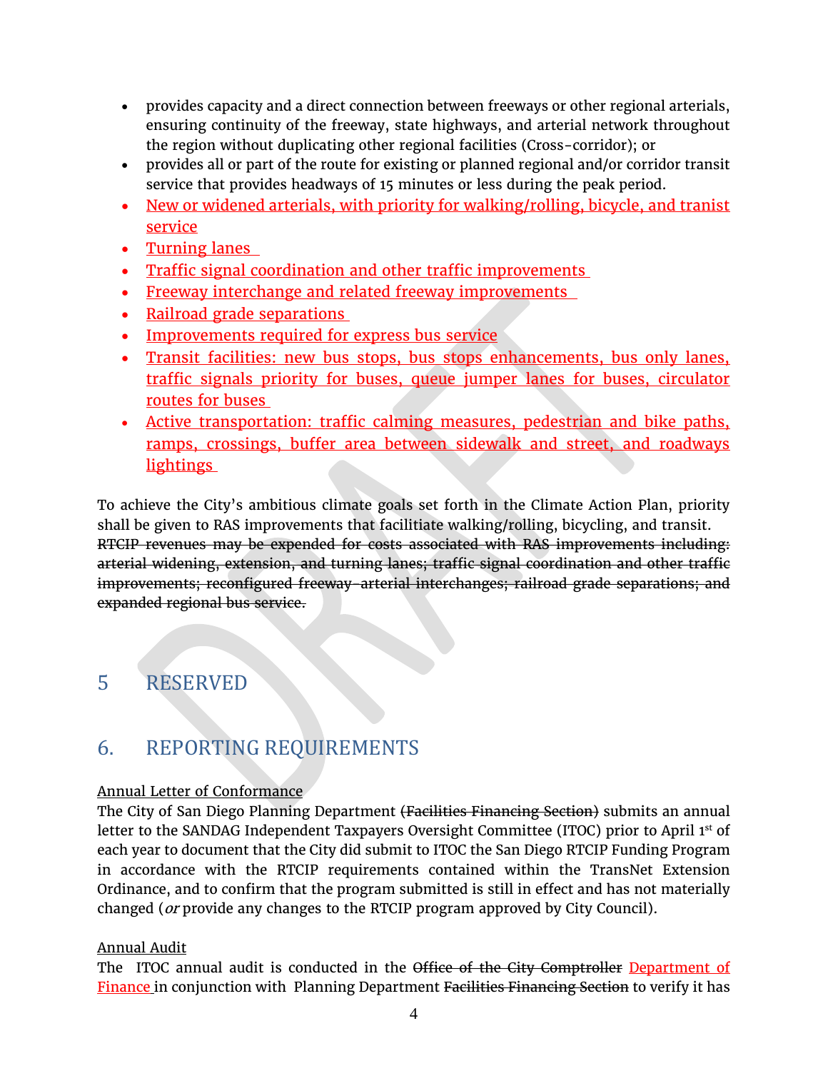- provides capacity and a direct connection between freeways or other regional arterials, ensuring continuity of the freeway, state highways, and arterial network throughout the region without duplicating other regional facilities (Cross-corridor); or
- provides all or part of the route for existing or planned regional and/or corridor transit service that provides headways of 15 minutes or less during the peak period.
- New or widened arterials, with priority for walking/rolling, bicycle, and tranist service
- Turning lanes
- Traffic signal coordination and other traffic improvements
- Freeway interchange and related freeway improvements
- Railroad grade separations
- Improvements required for express bus service
- Transit facilities: new bus stops, bus stops enhancements, bus only lanes, traffic signals priority for buses, queue jumper lanes for buses, circulator routes for buses
- Active transportation: traffic calming measures, pedestrian and bike paths, ramps, crossings, buffer area between sidewalk and street, and roadways lightings

To achieve the City's ambitious climate goals set forth in the Climate Action Plan, priority shall be given to RAS improvements that facilitiate walking/rolling, bicycling, and transit. ~~RTCIP revenues may be expended for costs associated with RAS improvements including: arterial widening, extension, and turning lanes; traffic signal coordination and other traffic improvements; reconfigured freeway-arterial interchanges; railroad grade separations; and expanded regional bus service.~~

## 5 RESERVED

## 6. REPORTING REQUIREMENTS

Annual Letter of Conformance

The City of San Diego Planning Department ~~(Facilities Financing Section)~~ submits an annual letter to the SANDAG Independent Taxpayers Oversight Committee (ITOC) prior to April 1st of each year to document that the City did submit to ITOC the San Diego RTCIP Funding Program in accordance with the RTCIP requirements contained within the TransNet Extension Ordinance, and to confirm that the program submitted is still in effect and has not materially changed (*or* provide any changes to the RTCIP program approved by City Council).

Annual Audit

The ITOC annual audit is conducted in the ~~Office of the City Comptroller~~ Department of Finance in conjunction with Planning Department ~~Facilities Financing Section~~ to verify it has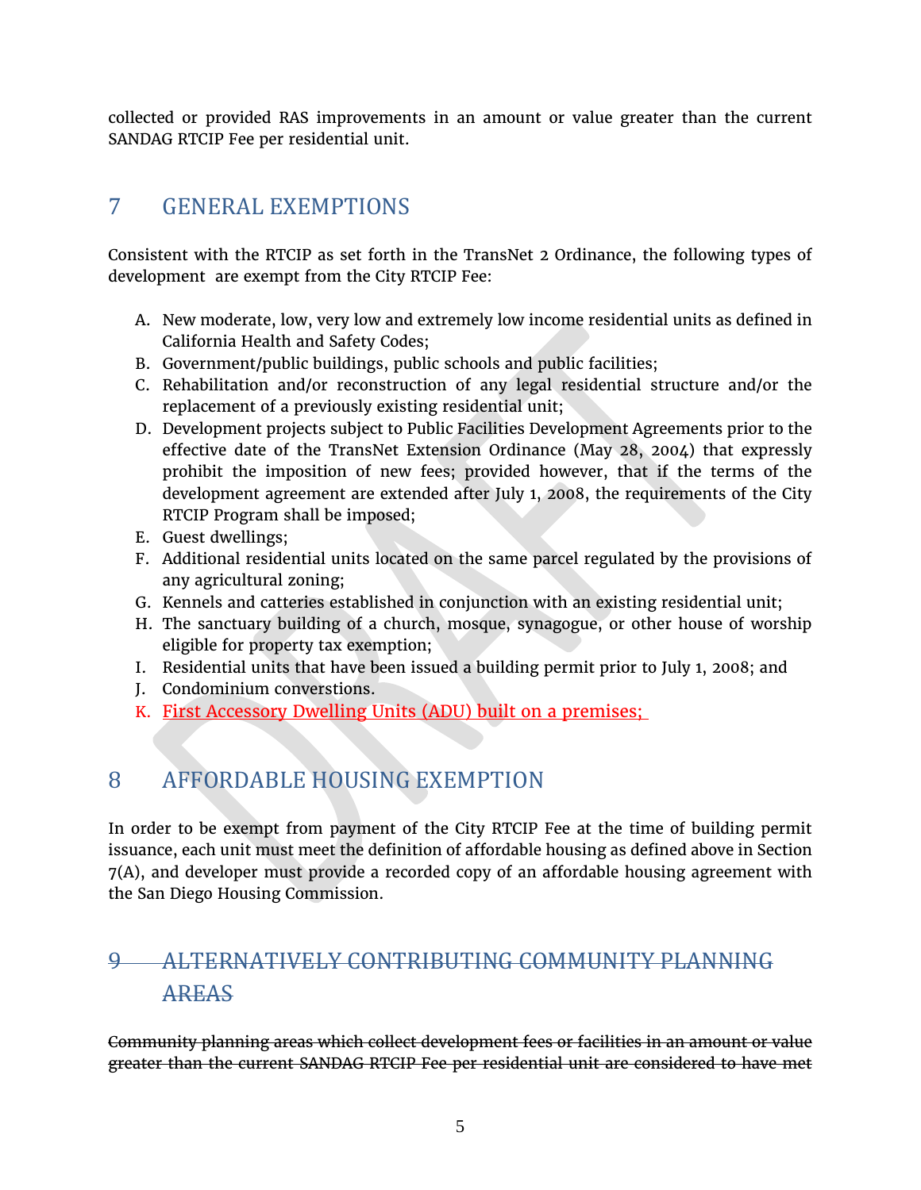collected or provided RAS improvements in an amount or value greater than the current SANDAG RTCIP Fee per residential unit.

## 7 GENERAL EXEMPTIONS

Consistent with the RTCIP as set forth in the TransNet 2 Ordinance, the following types of development are exempt from the City RTCIP Fee:

A. New moderate, low, very low and extremely low income residential units as defined in California Health and Safety Codes;
B. Government/public buildings, public schools and public facilities;
C. Rehabilitation and/or reconstruction of any legal residential structure and/or the replacement of a previously existing residential unit;
D. Development projects subject to Public Facilities Development Agreements prior to the effective date of the TransNet Extension Ordinance (May 28, 2004) that expressly prohibit the imposition of new fees; provided however, that if the terms of the development agreement are extended after July 1, 2008, the requirements of the City RTCIP Program shall be imposed;
E. Guest dwellings;
F. Additional residential units located on the same parcel regulated by the provisions of any agricultural zoning;
G. Kennels and catteries established in conjunction with an existing residential unit;
H. The sanctuary building of a church, mosque, synagogue, or other house of worship eligible for property tax exemption;
I. Residential units that have been issued a building permit prior to July 1, 2008; and
J. Condominium converstions.
K. First Accessory Dwelling Units (ADU) built on a premises;

## 8 AFFORDABLE HOUSING EXEMPTION

In order to be exempt from payment of the City RTCIP Fee at the time of building permit issuance, each unit must meet the definition of affordable housing as defined above in Section 7(A), and developer must provide a recorded copy of an affordable housing agreement with the San Diego Housing Commission.

## ~~9 ALTERNATIVELY CONTRIBUTING COMMUNITY PLANNING AREAS~~

~~Community planning areas which collect development fees or facilities in an amount or value greater than the current SANDAG RTCIP Fee per residential unit are considered to have met~~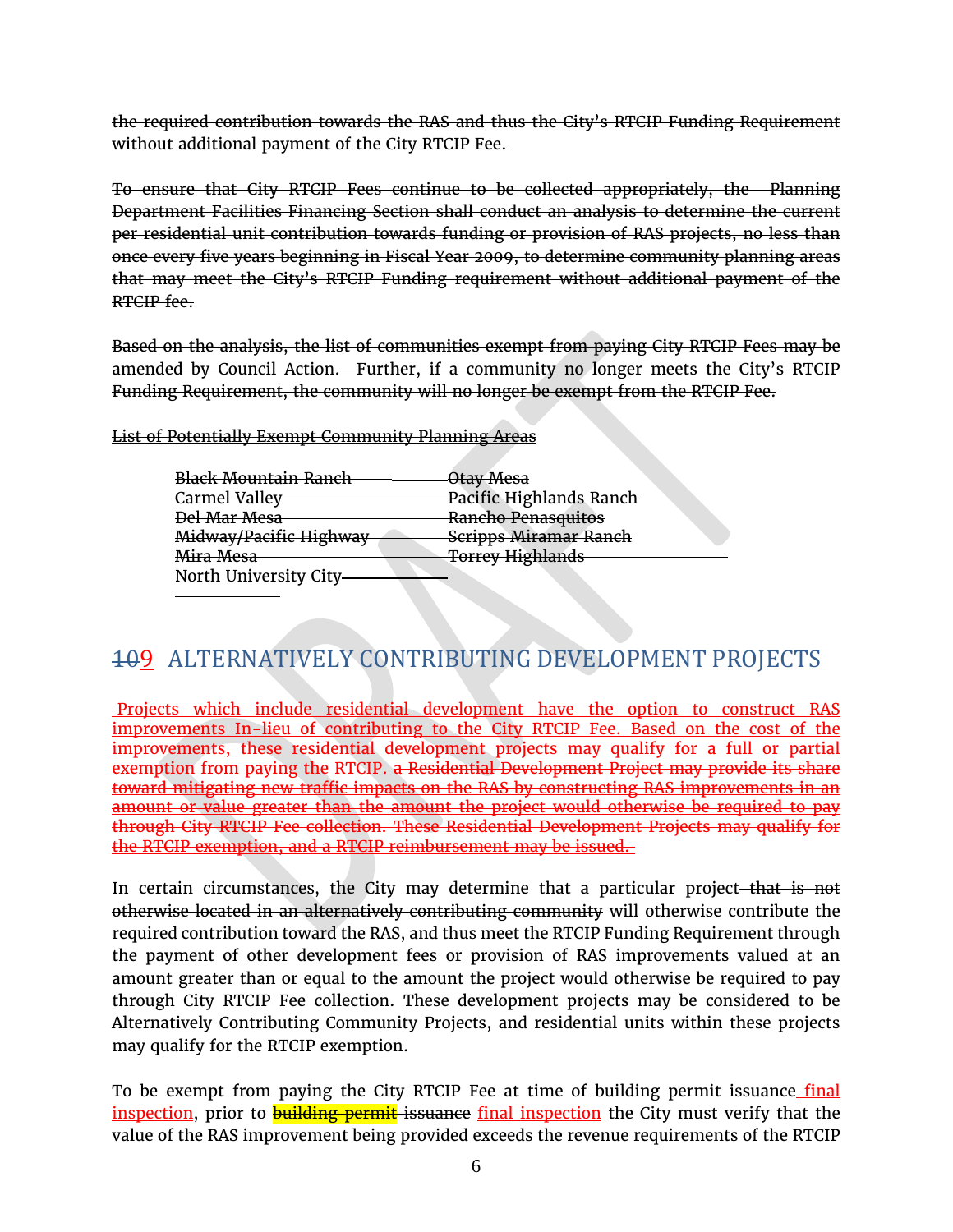~~the required contribution towards the RAS and thus the City's RTCIP Funding Requirement without additional payment of the City RTCIP Fee.~~

~~To ensure that City RTCIP Fees continue to be collected appropriately, the Planning Department Facilities Financing Section shall conduct an analysis to determine the current per residential unit contribution towards funding or provision of RAS projects, no less than once every five years beginning in Fiscal Year 2009, to determine community planning areas that may meet the City's RTCIP Funding requirement without additional payment of the RTCIP fee.~~

~~Based on the analysis, the list of communities exempt from paying City RTCIP Fees may be amended by Council Action. Further, if a community no longer meets the City's RTCIP Funding Requirement, the community will no longer be exempt from the RTCIP Fee.~~

~~List of Potentially Exempt Community Planning Areas~~

| | |
|---|---|
| ~~Black Mountain Ranch~~ | ~~Otay Mesa~~ |
| ~~Carmel Valley~~ | ~~Pacific Highlands Ranch~~ |
| ~~Del Mar Mesa~~ | ~~Rancho Penasquitos~~ |
| ~~Midway/Pacific Highway~~ | ~~Scripps Miramar Ranch~~ |
| ~~Mira Mesa~~ | ~~Torrey Highlands~~ |
| ~~North University City~~ | |

## ~~10~~9 ALTERNATIVELY CONTRIBUTING DEVELOPMENT PROJECTS

Projects which include residential development have the option to construct RAS improvements In-lieu of contributing to the City RTCIP Fee. Based on the cost of the improvements, these residential development projects may qualify for a full or partial exemption from paying the RTCIP. ~~a Residential Development Project may provide its share toward mitigating new traffic impacts on the RAS by constructing RAS improvements in an amount or value greater than the amount the project would otherwise be required to pay through City RTCIP Fee collection. These Residential Development Projects may qualify for the RTCIP exemption, and a RTCIP reimbursement may be issued.~~

In certain circumstances, the City may determine that a particular project ~~that is not otherwise located in an alternatively contributing community~~ will otherwise contribute the required contribution toward the RAS, and thus meet the RTCIP Funding Requirement through the payment of other development fees or provision of RAS improvements valued at an amount greater than or equal to the amount the project would otherwise be required to pay through City RTCIP Fee collection. These development projects may be considered to be Alternatively Contributing Community Projects, and residential units within these projects may qualify for the RTCIP exemption.

To be exempt from paying the City RTCIP Fee at time of ~~building permit issuance~~ final inspection, prior to building permit ~~issuance~~ final inspection the City must verify that the value of the RAS improvement being provided exceeds the revenue requirements of the RTCIP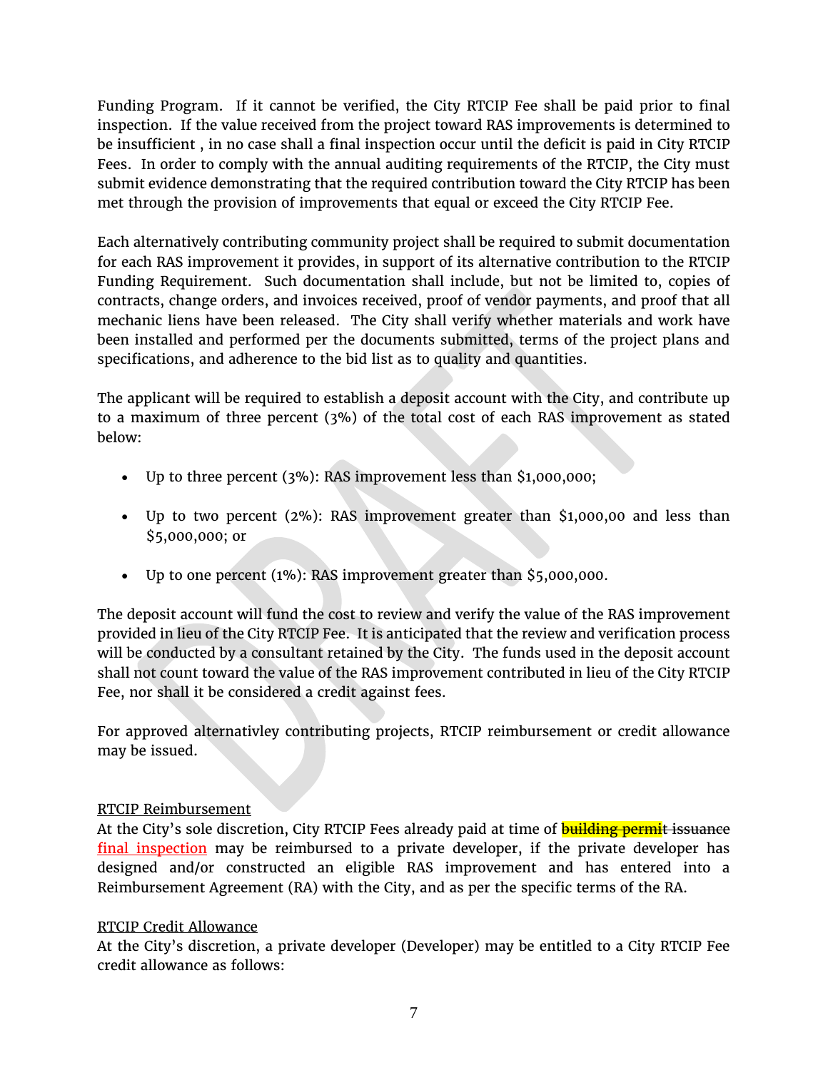Funding Program. If it cannot be verified, the City RTCIP Fee shall be paid prior to final inspection. If the value received from the project toward RAS improvements is determined to be insufficient , in no case shall a final inspection occur until the deficit is paid in City RTCIP Fees. In order to comply with the annual auditing requirements of the RTCIP, the City must submit evidence demonstrating that the required contribution toward the City RTCIP has been met through the provision of improvements that equal or exceed the City RTCIP Fee.

Each alternatively contributing community project shall be required to submit documentation for each RAS improvement it provides, in support of its alternative contribution to the RTCIP Funding Requirement. Such documentation shall include, but not be limited to, copies of contracts, change orders, and invoices received, proof of vendor payments, and proof that all mechanic liens have been released. The City shall verify whether materials and work have been installed and performed per the documents submitted, terms of the project plans and specifications, and adherence to the bid list as to quality and quantities.

The applicant will be required to establish a deposit account with the City, and contribute up to a maximum of three percent (3%) of the total cost of each RAS improvement as stated below:

- Up to three percent (3%): RAS improvement less than $1,000,000;
- Up to two percent (2%): RAS improvement greater than $1,000,00 and less than $5,000,000; or
- Up to one percent (1%): RAS improvement greater than $5,000,000.

The deposit account will fund the cost to review and verify the value of the RAS improvement provided in lieu of the City RTCIP Fee. It is anticipated that the review and verification process will be conducted by a consultant retained by the City. The funds used in the deposit account shall not count toward the value of the RAS improvement contributed in lieu of the City RTCIP Fee, nor shall it be considered a credit against fees.

For approved alternativley contributing projects, RTCIP reimbursement or credit allowance may be issued.

RTCIP Reimbursement

At the City's sole discretion, City RTCIP Fees already paid at time of ~~building permit issuance~~ final inspection may be reimbursed to a private developer, if the private developer has designed and/or constructed an eligible RAS improvement and has entered into a Reimbursement Agreement (RA) with the City, and as per the specific terms of the RA.

RTCIP Credit Allowance

At the City's discretion, a private developer (Developer) may be entitled to a City RTCIP Fee credit allowance as follows: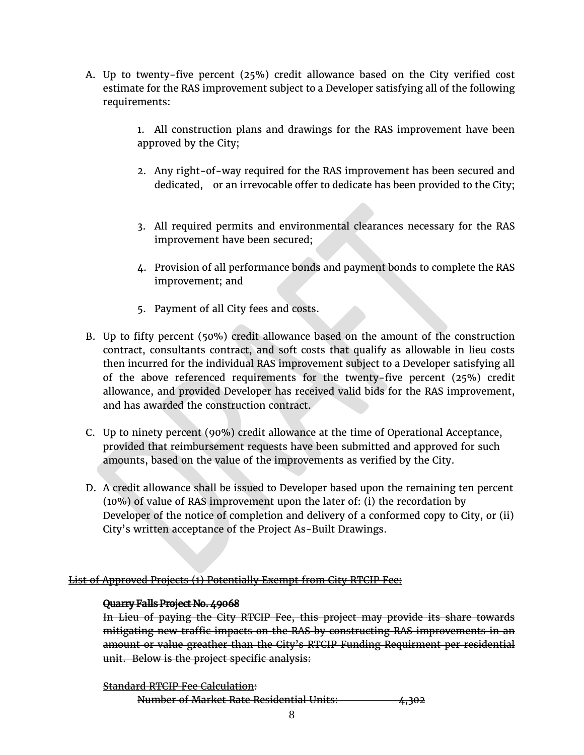A. Up to twenty-five percent (25%) credit allowance based on the City verified cost estimate for the RAS improvement subject to a Developer satisfying all of the following requirements:

   1. All construction plans and drawings for the RAS improvement have been approved by the City;

   2. Any right-of-way required for the RAS improvement has been secured and dedicated, or an irrevocable offer to dedicate has been provided to the City;

   3. All required permits and environmental clearances necessary for the RAS improvement have been secured;

   4. Provision of all performance bonds and payment bonds to complete the RAS improvement; and

   5. Payment of all City fees and costs.

B. Up to fifty percent (50%) credit allowance based on the amount of the construction contract, consultants contract, and soft costs that qualify as allowable in lieu costs then incurred for the individual RAS improvement subject to a Developer satisfying all of the above referenced requirements for the twenty-five percent (25%) credit allowance, and provided Developer has received valid bids for the RAS improvement, and has awarded the construction contract.

C. Up to ninety percent (90%) credit allowance at the time of Operational Acceptance, provided that reimbursement requests have been submitted and approved for such amounts, based on the value of the improvements as verified by the City.

D. A credit allowance shall be issued to Developer based upon the remaining ten percent (10%) of value of RAS improvement upon the later of: (i) the recordation by Developer of the notice of completion and delivery of a conformed copy to City, or (ii) City's written acceptance of the Project As-Built Drawings.

~~List of Approved Projects (1) Potentially Exempt from City RTCIP Fee:~~

~~**Quarry Falls Project No. 49068**~~

~~In Lieu of paying the City RTCIP Fee, this project may provide its share towards mitigating new traffic impacts on the RAS by constructing RAS improvements in an amount or value greather than the City's RTCIP Funding Requirment per residential unit. Below is the project specific analysis:~~

~~Standard RTCIP Fee Calculation:~~

~~Number of Market Rate Residential Units: 4,302~~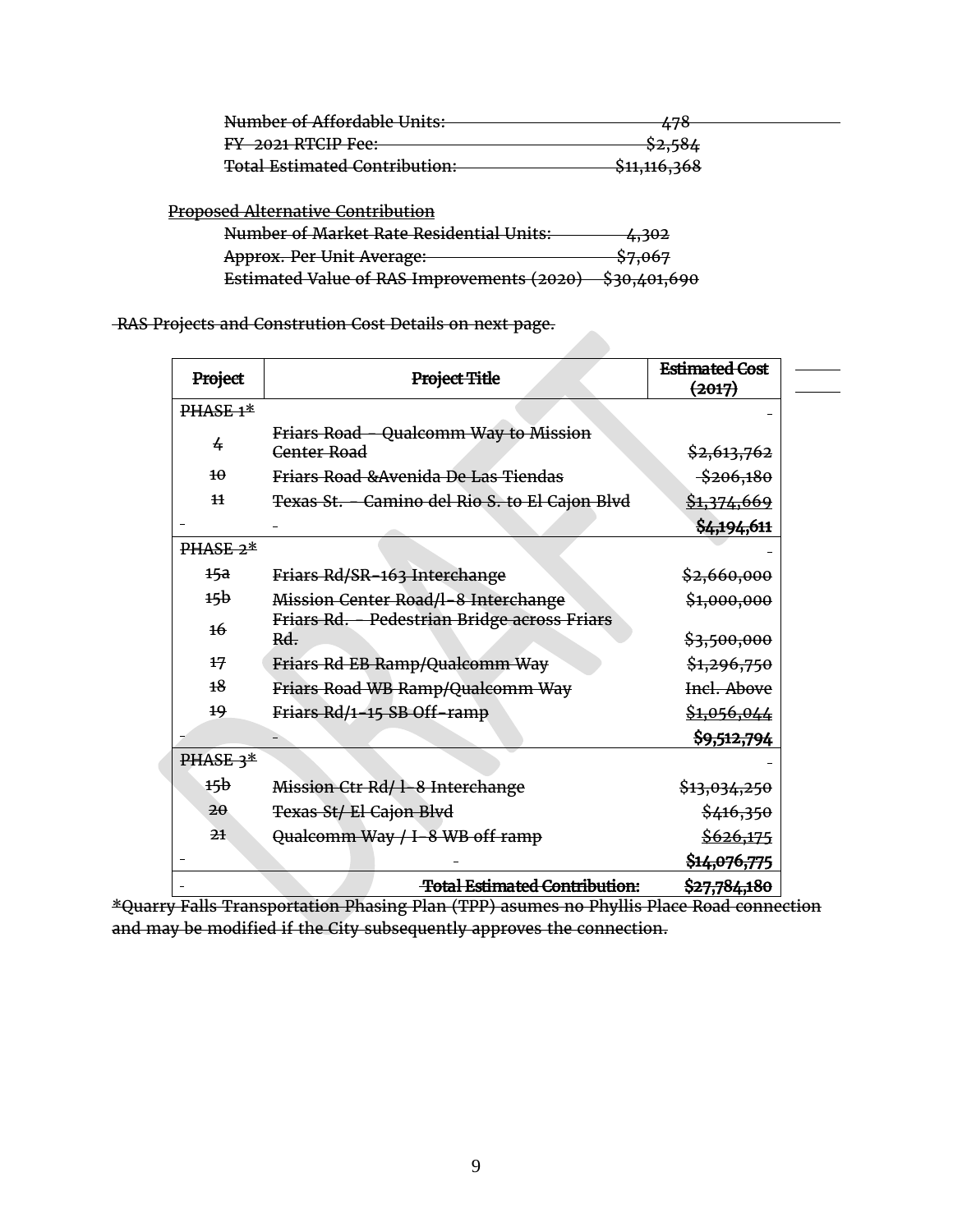~~Number of Affordable Units: 478~~
~~FY 2021 RTCIP Fee: $2,584~~
~~Total Estimated Contribution: $11,116,368~~

~~Proposed Alternative Contribution~~

~~Number of Market Rate Residential Units: 4,302~~
~~Approx. Per Unit Average: $7,067~~
~~Estimated Value of RAS Improvements (2020) $30,401,690~~

~~RAS Projects and Constrution Cost Details on next page.~~

| ~~Project~~ | ~~Project Title~~ | ~~Estimated Cost (2017)~~ |
|---|---|---|
| ~~PHASE 1*~~ | | |
| ~~4~~ | ~~Friars Road – Qualcomm Way to Mission Center Road~~ | ~~$2,613,762~~ |
| ~~10~~ | ~~Friars Road &Avenida De Las Tiendas~~ | ~~$206,180~~ |
| ~~11~~ | ~~Texas St. – Camino del Rio S. to El Cajon Blvd~~ | ~~$1,374,669~~ |
| | | ~~**$4,194,611**~~ |
| ~~PHASE 2*~~ | | |
| ~~15a~~ | ~~Friars Rd/SR-163 Interchange~~ | ~~$2,660,000~~ |
| ~~15b~~ | ~~Mission Center Road/l-8 Interchange~~ | ~~$1,000,000~~ |
| ~~16~~ | ~~Friars Rd. – Pedestrian Bridge across Friars Rd.~~ | ~~$3,500,000~~ |
| ~~17~~ | ~~Friars Rd EB Ramp/Qualcomm Way~~ | ~~$1,296,750~~ |
| ~~18~~ | ~~Friars Road WB Ramp/Qualcomm Way~~ | ~~Incl. Above~~ |
| ~~19~~ | ~~Friars Rd/1-15 SB Off-ramp~~ | ~~$1,056,044~~ |
| | | ~~**$9,512,794**~~ |
| ~~PHASE 3*~~ | | |
| ~~15b~~ | ~~Mission Ctr Rd/ l-8 Interchange~~ | ~~$13,034,250~~ |
| ~~20~~ | ~~Texas St/ El Cajon Blvd~~ | ~~$416,350~~ |
| ~~21~~ | ~~Qualcomm Way / I-8 WB off ramp~~ | ~~$626,175~~ |
| | | ~~**$14,076,775**~~ |
| | ~~**Total Estimated Contribution:**~~ | ~~**$27,784,180**~~ |

~~*Quarry Falls Transportation Phasing Plan (TPP) asumes no Phyllis Place Road connection and may be modified if the City subsequently approves the connection.~~